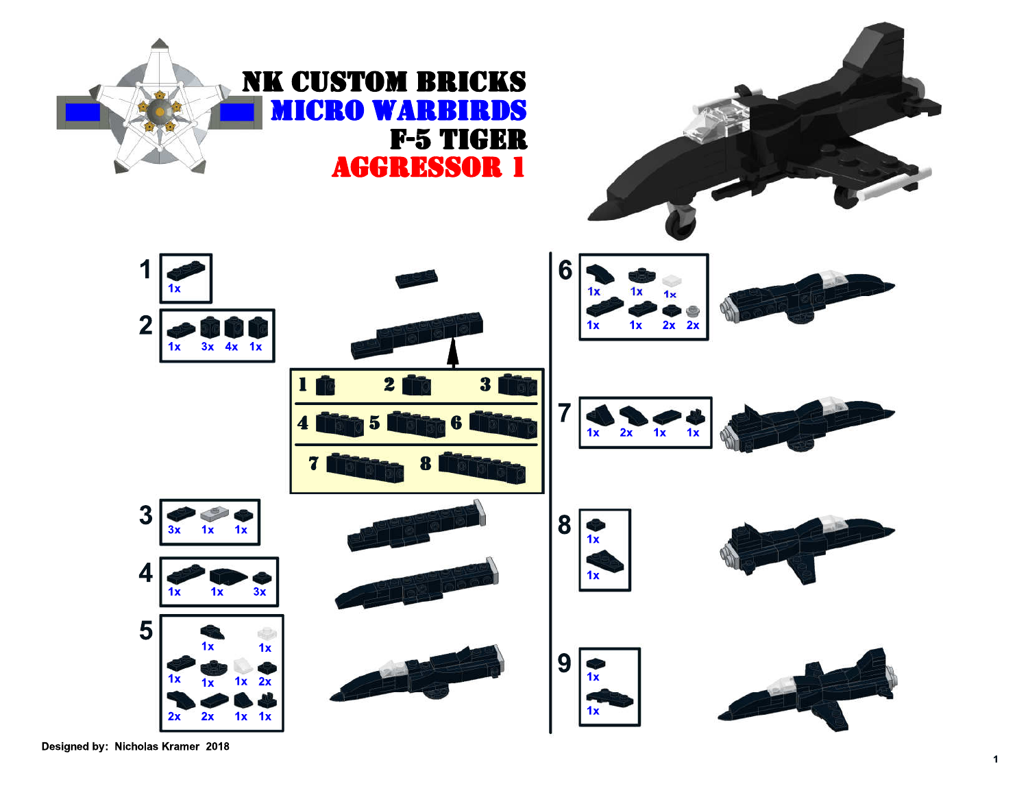# NK CUSTOM BRICKS

## MICRO WARBIRDS

## F-5 TIGER

## AGGRESSOR 1

**1**
1x

**2**
1x 3x 4x 1x

1 2 3
4 5 6
7 8

**3**
3x 1x 1x

**4**
1x 1x 3x

**5**
1x 1x
1x 1x 1x 2x
2x 2x 1x 1x

**6**
1x 1x 1x
1x 1x 2x 2x

**7**
1x 2x 1x 1x

**8**
1x
1x

**9**
1x
1x

Designed by: Nicholas Kramer 2018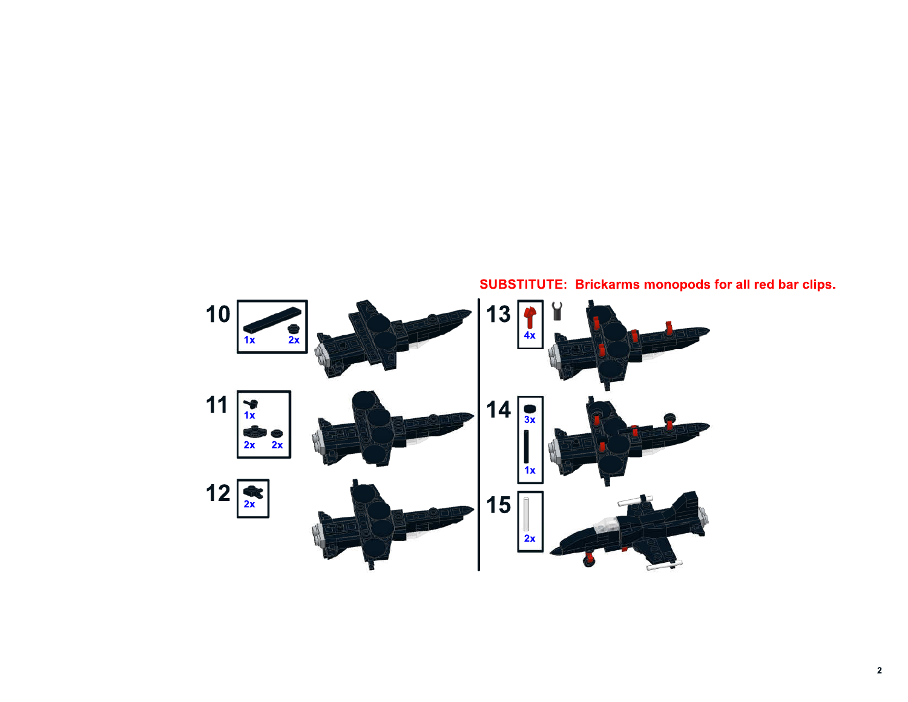**SUBSTITUTE: Brickarms monopods for all red bar clips.**

10

1x 2x

11

1x

2x 2x

12

2x

13

4x

14

3x

1x

15

2x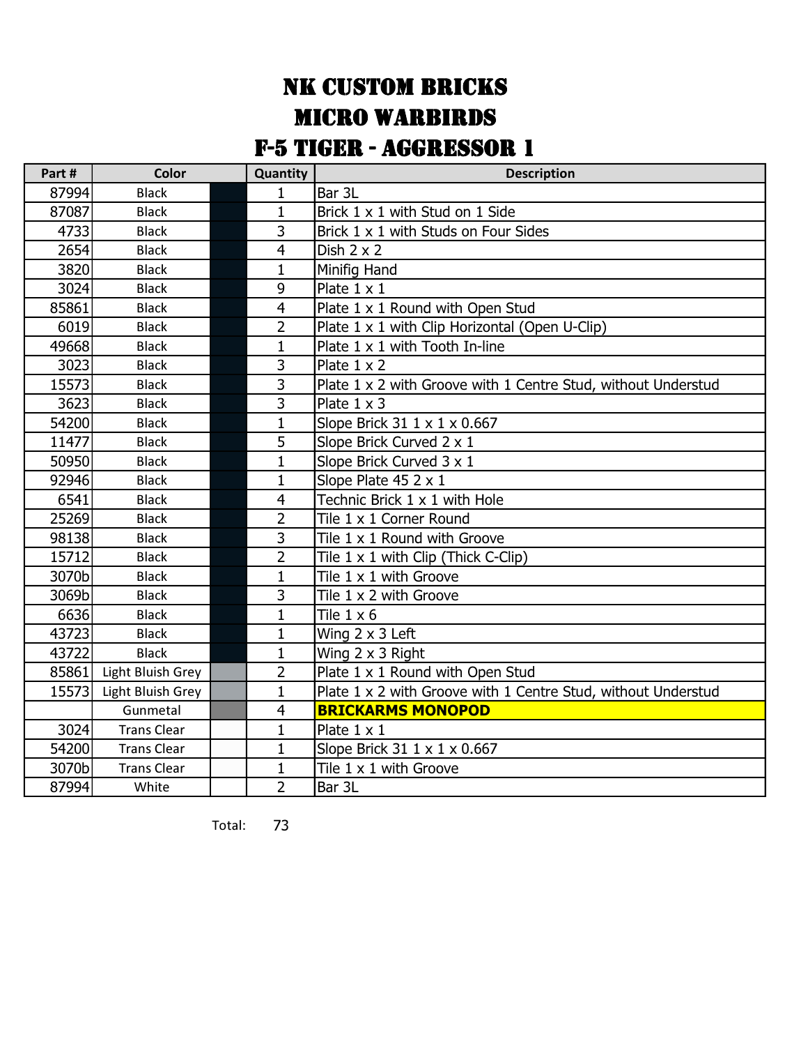# NK CUSTOM BRICKS
# MICRO WARBIRDS
# F-5 TIGER - AGGRESSOR 1

| Part # | Color | | Quantity | Description |
|---|---|---|---|---|
| 87994 | Black | | 1 | Bar 3L |
| 87087 | Black | | 1 | Brick 1 x 1 with Stud on 1 Side |
| 4733 | Black | | 3 | Brick 1 x 1 with Studs on Four Sides |
| 2654 | Black | | 4 | Dish 2 x 2 |
| 3820 | Black | | 1 | Minifig Hand |
| 3024 | Black | | 9 | Plate 1 x 1 |
| 85861 | Black | | 4 | Plate 1 x 1 Round with Open Stud |
| 6019 | Black | | 2 | Plate 1 x 1 with Clip Horizontal (Open U-Clip) |
| 49668 | Black | | 1 | Plate 1 x 1 with Tooth In-line |
| 3023 | Black | | 3 | Plate 1 x 2 |
| 15573 | Black | | 3 | Plate 1 x 2 with Groove with 1 Centre Stud, without Understud |
| 3623 | Black | | 3 | Plate 1 x 3 |
| 54200 | Black | | 1 | Slope Brick 31 1 x 1 x 0.667 |
| 11477 | Black | | 5 | Slope Brick Curved 2 x 1 |
| 50950 | Black | | 1 | Slope Brick Curved 3 x 1 |
| 92946 | Black | | 1 | Slope Plate 45 2 x 1 |
| 6541 | Black | | 4 | Technic Brick 1 x 1 with Hole |
| 25269 | Black | | 2 | Tile 1 x 1 Corner Round |
| 98138 | Black | | 3 | Tile 1 x 1 Round with Groove |
| 15712 | Black | | 2 | Tile 1 x 1 with Clip (Thick C-Clip) |
| 3070b | Black | | 1 | Tile 1 x 1 with Groove |
| 3069b | Black | | 3 | Tile 1 x 2 with Groove |
| 6636 | Black | | 1 | Tile 1 x 6 |
| 43723 | Black | | 1 | Wing 2 x 3 Left |
| 43722 | Black | | 1 | Wing 2 x 3 Right |
| 85861 | Light Bluish Grey | | 2 | Plate 1 x 1 Round with Open Stud |
| 15573 | Light Bluish Grey | | 1 | Plate 1 x 2 with Groove with 1 Centre Stud, without Understud |
| | Gunmetal | | 4 | **BRICKARMS MONOPOD** |
| 3024 | Trans Clear | | 1 | Plate 1 x 1 |
| 54200 | Trans Clear | | 1 | Slope Brick 31 1 x 1 x 0.667 |
| 3070b | Trans Clear | | 1 | Tile 1 x 1 with Groove |
| 87994 | White | | 2 | Bar 3L |

Total: 73